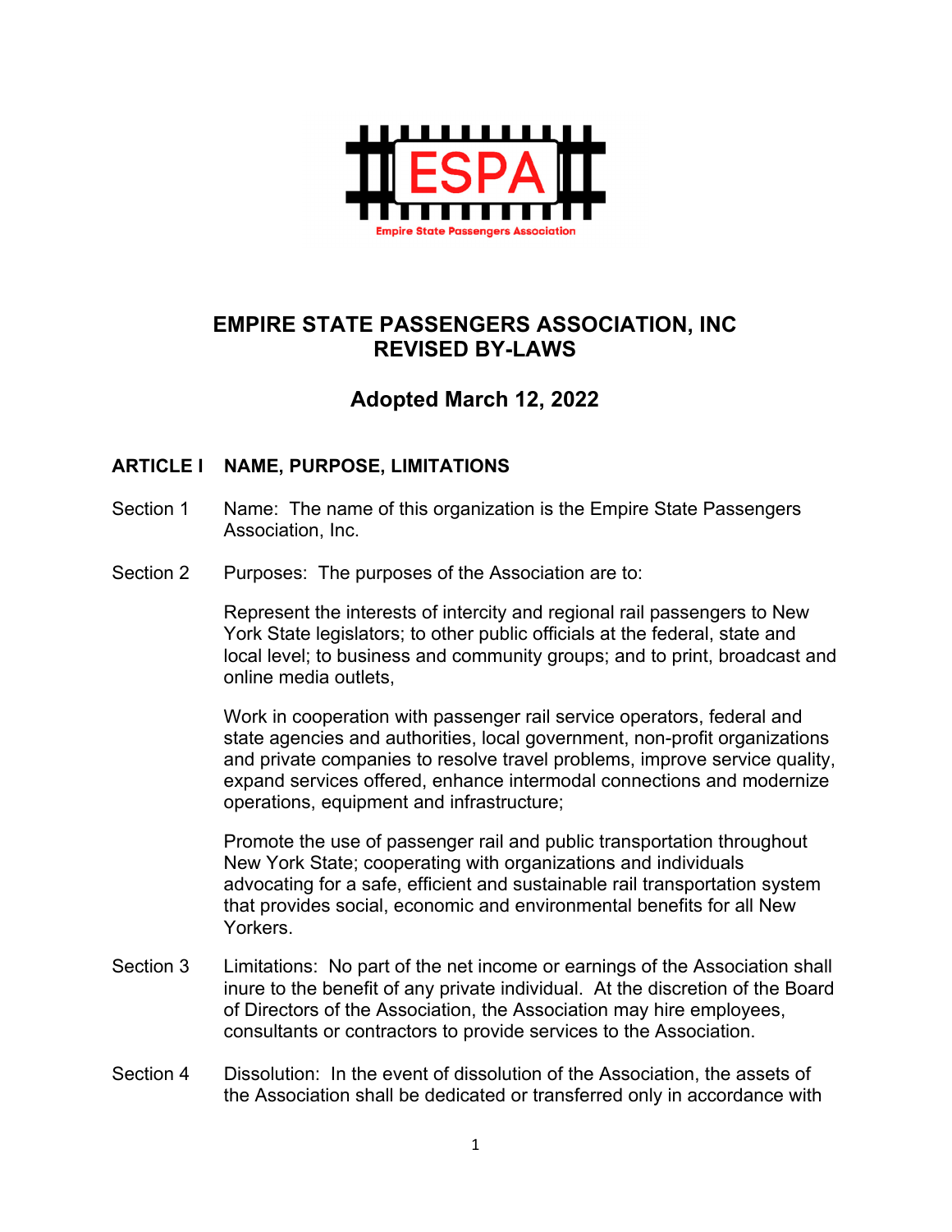# EMPIRE STATE PASSENGERS ASSOCIATION, INC
# REVISED BY-LAWS

## Adopted March 12, 2022

### ARTICLE I NAME, PURPOSE, LIMITATIONS

Section 1 Name: The name of this organization is the Empire State Passengers Association, Inc.

Section 2 Purposes: The purposes of the Association are to:

Represent the interests of intercity and regional rail passengers to New York State legislators; to other public officials at the federal, state and local level; to business and community groups; and to print, broadcast and online media outlets,

Work in cooperation with passenger rail service operators, federal and state agencies and authorities, local government, non-profit organizations and private companies to resolve travel problems, improve service quality, expand services offered, enhance intermodal connections and modernize operations, equipment and infrastructure;

Promote the use of passenger rail and public transportation throughout New York State; cooperating with organizations and individuals advocating for a safe, efficient and sustainable rail transportation system that provides social, economic and environmental benefits for all New Yorkers.

Section 3 Limitations: No part of the net income or earnings of the Association shall inure to the benefit of any private individual. At the discretion of the Board of Directors of the Association, the Association may hire employees, consultants or contractors to provide services to the Association.

Section 4 Dissolution: In the event of dissolution of the Association, the assets of the Association shall be dedicated or transferred only in accordance with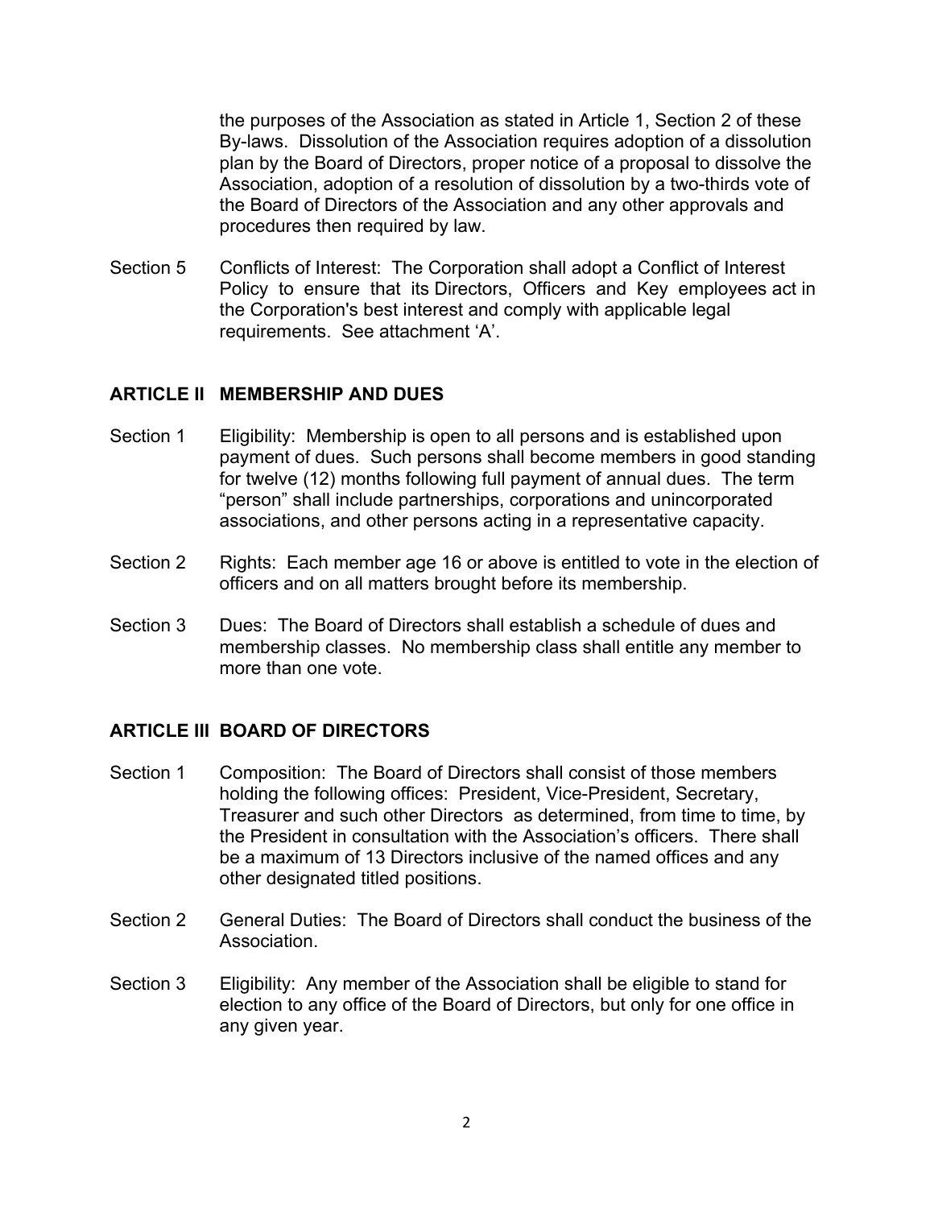the purposes of the Association as stated in Article 1, Section 2 of these By-laws. Dissolution of the Association requires adoption of a dissolution plan by the Board of Directors, proper notice of a proposal to dissolve the Association, adoption of a resolution of dissolution by a two-thirds vote of the Board of Directors of the Association and any other approvals and procedures then required by law.

Section 5 Conflicts of Interest: The Corporation shall adopt a Conflict of Interest Policy to ensure that its Directors, Officers and Key employees act in the Corporation's best interest and comply with applicable legal requirements. See attachment 'A'.

## ARTICLE II MEMBERSHIP AND DUES

Section 1 Eligibility: Membership is open to all persons and is established upon payment of dues. Such persons shall become members in good standing for twelve (12) months following full payment of annual dues. The term "person" shall include partnerships, corporations and unincorporated associations, and other persons acting in a representative capacity.

Section 2 Rights: Each member age 16 or above is entitled to vote in the election of officers and on all matters brought before its membership.

Section 3 Dues: The Board of Directors shall establish a schedule of dues and membership classes. No membership class shall entitle any member to more than one vote.

## ARTICLE III BOARD OF DIRECTORS

Section 1 Composition: The Board of Directors shall consist of those members holding the following offices: President, Vice-President, Secretary, Treasurer and such other Directors as determined, from time to time, by the President in consultation with the Association's officers. There shall be a maximum of 13 Directors inclusive of the named offices and any other designated titled positions.

Section 2 General Duties: The Board of Directors shall conduct the business of the Association.

Section 3 Eligibility: Any member of the Association shall be eligible to stand for election to any office of the Board of Directors, but only for one office in any given year.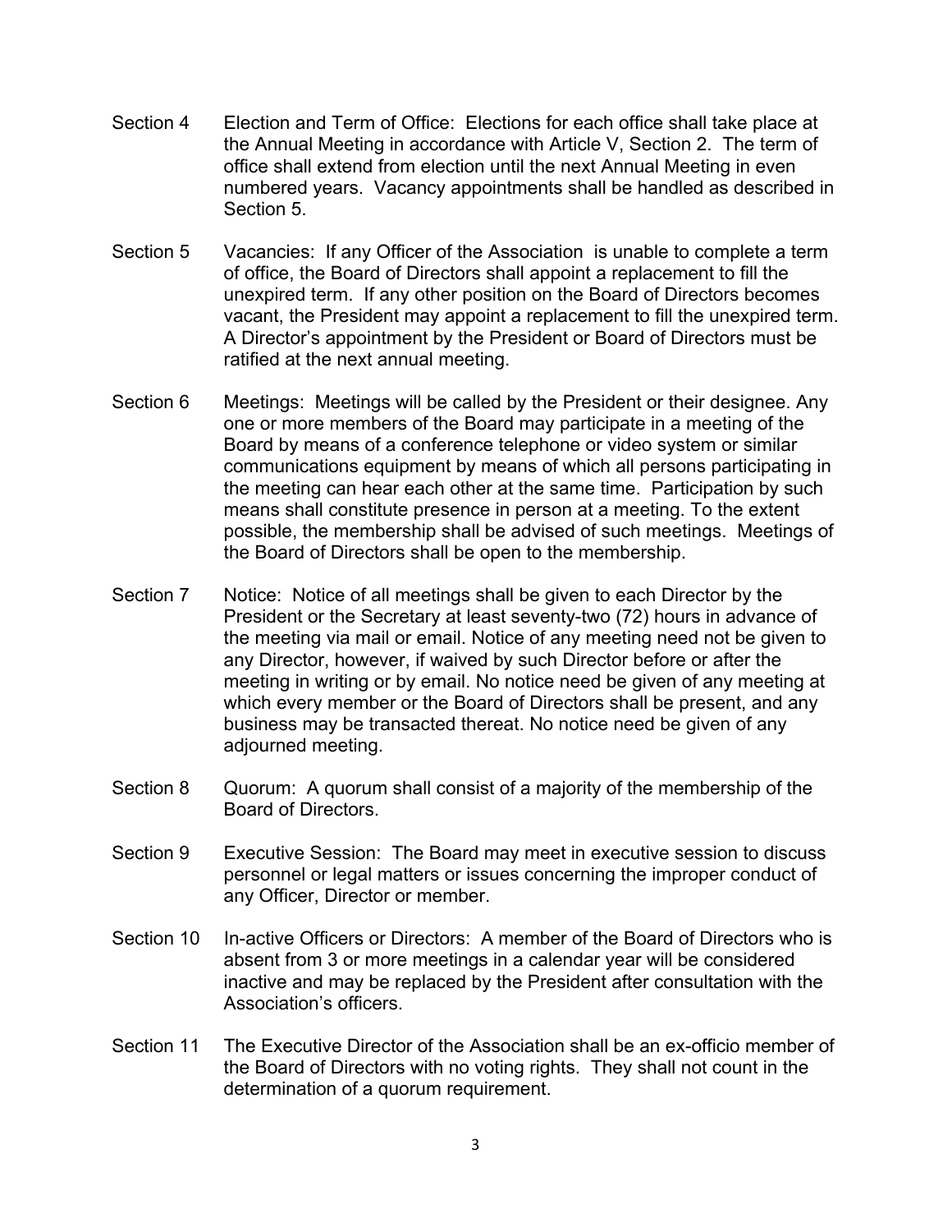Section 4 Election and Term of Office: Elections for each office shall take place at the Annual Meeting in accordance with Article V, Section 2. The term of office shall extend from election until the next Annual Meeting in even numbered years. Vacancy appointments shall be handled as described in Section 5.

Section 5 Vacancies: If any Officer of the Association is unable to complete a term of office, the Board of Directors shall appoint a replacement to fill the unexpired term. If any other position on the Board of Directors becomes vacant, the President may appoint a replacement to fill the unexpired term. A Director's appointment by the President or Board of Directors must be ratified at the next annual meeting.

Section 6 Meetings: Meetings will be called by the President or their designee. Any one or more members of the Board may participate in a meeting of the Board by means of a conference telephone or video system or similar communications equipment by means of which all persons participating in the meeting can hear each other at the same time. Participation by such means shall constitute presence in person at a meeting. To the extent possible, the membership shall be advised of such meetings. Meetings of the Board of Directors shall be open to the membership.

Section 7 Notice: Notice of all meetings shall be given to each Director by the President or the Secretary at least seventy-two (72) hours in advance of the meeting via mail or email. Notice of any meeting need not be given to any Director, however, if waived by such Director before or after the meeting in writing or by email. No notice need be given of any meeting at which every member or the Board of Directors shall be present, and any business may be transacted thereat. No notice need be given of any adjourned meeting.

Section 8 Quorum: A quorum shall consist of a majority of the membership of the Board of Directors.

Section 9 Executive Session: The Board may meet in executive session to discuss personnel or legal matters or issues concerning the improper conduct of any Officer, Director or member.

Section 10 In-active Officers or Directors: A member of the Board of Directors who is absent from 3 or more meetings in a calendar year will be considered inactive and may be replaced by the President after consultation with the Association's officers.

Section 11 The Executive Director of the Association shall be an ex-officio member of the Board of Directors with no voting rights. They shall not count in the determination of a quorum requirement.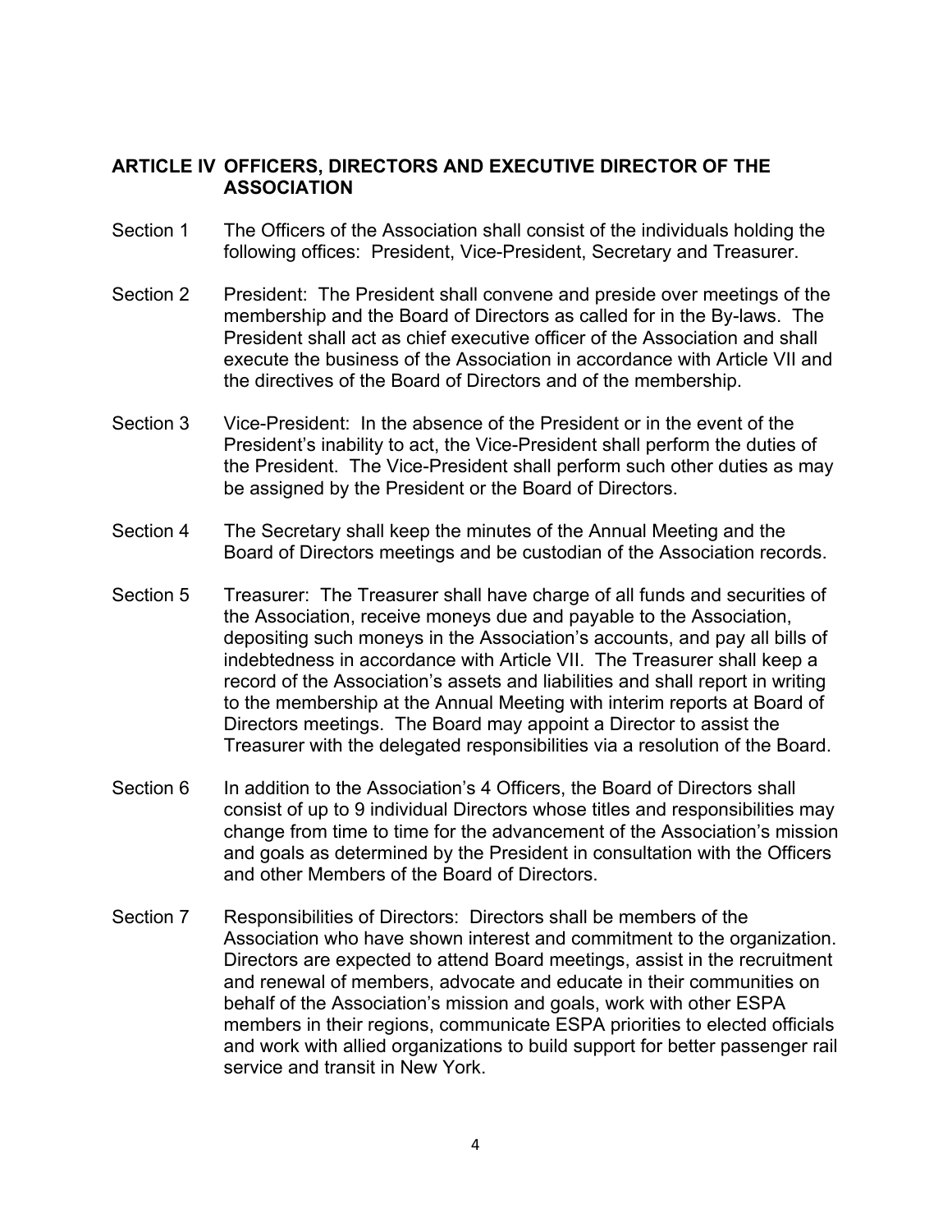## ARTICLE IV OFFICERS, DIRECTORS AND EXECUTIVE DIRECTOR OF THE ASSOCIATION

Section 1 The Officers of the Association shall consist of the individuals holding the following offices: President, Vice-President, Secretary and Treasurer.

Section 2 President: The President shall convene and preside over meetings of the membership and the Board of Directors as called for in the By-laws. The President shall act as chief executive officer of the Association and shall execute the business of the Association in accordance with Article VII and the directives of the Board of Directors and of the membership.

Section 3 Vice-President: In the absence of the President or in the event of the President's inability to act, the Vice-President shall perform the duties of the President. The Vice-President shall perform such other duties as may be assigned by the President or the Board of Directors.

Section 4 The Secretary shall keep the minutes of the Annual Meeting and the Board of Directors meetings and be custodian of the Association records.

Section 5 Treasurer: The Treasurer shall have charge of all funds and securities of the Association, receive moneys due and payable to the Association, depositing such moneys in the Association's accounts, and pay all bills of indebtedness in accordance with Article VII. The Treasurer shall keep a record of the Association's assets and liabilities and shall report in writing to the membership at the Annual Meeting with interim reports at Board of Directors meetings. The Board may appoint a Director to assist the Treasurer with the delegated responsibilities via a resolution of the Board.

Section 6 In addition to the Association's 4 Officers, the Board of Directors shall consist of up to 9 individual Directors whose titles and responsibilities may change from time to time for the advancement of the Association's mission and goals as determined by the President in consultation with the Officers and other Members of the Board of Directors.

Section 7 Responsibilities of Directors: Directors shall be members of the Association who have shown interest and commitment to the organization. Directors are expected to attend Board meetings, assist in the recruitment and renewal of members, advocate and educate in their communities on behalf of the Association's mission and goals, work with other ESPA members in their regions, communicate ESPA priorities to elected officials and work with allied organizations to build support for better passenger rail service and transit in New York.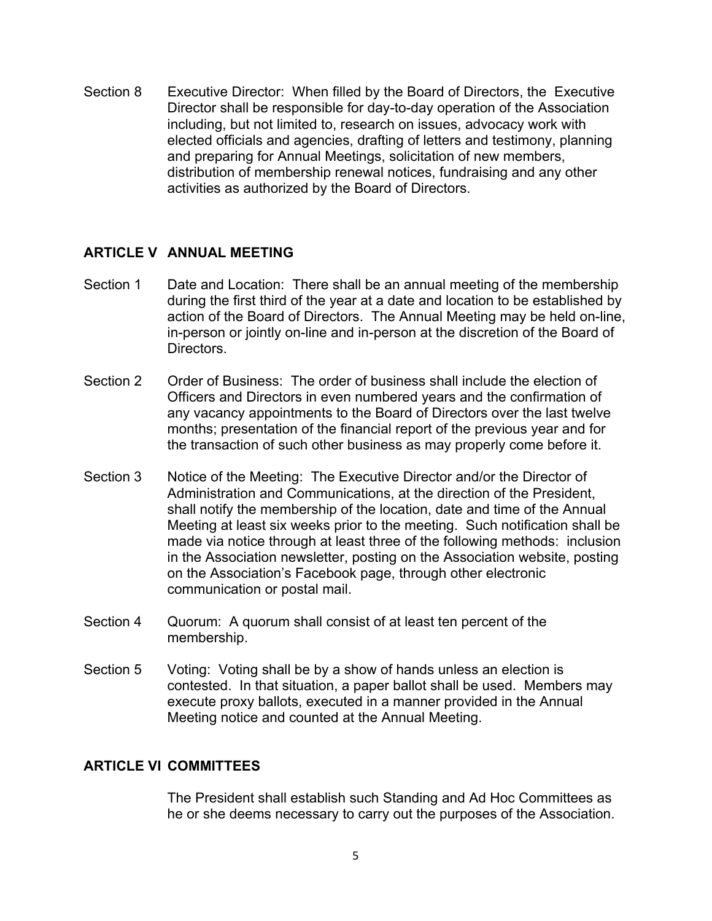Section 8 Executive Director: When filled by the Board of Directors, the Executive Director shall be responsible for day-to-day operation of the Association including, but not limited to, research on issues, advocacy work with elected officials and agencies, drafting of letters and testimony, planning and preparing for Annual Meetings, solicitation of new members, distribution of membership renewal notices, fundraising and any other activities as authorized by the Board of Directors.

## ARTICLE V ANNUAL MEETING

Section 1 Date and Location: There shall be an annual meeting of the membership during the first third of the year at a date and location to be established by action of the Board of Directors. The Annual Meeting may be held on-line, in-person or jointly on-line and in-person at the discretion of the Board of Directors.

Section 2 Order of Business: The order of business shall include the election of Officers and Directors in even numbered years and the confirmation of any vacancy appointments to the Board of Directors over the last twelve months; presentation of the financial report of the previous year and for the transaction of such other business as may properly come before it.

Section 3 Notice of the Meeting: The Executive Director and/or the Director of Administration and Communications, at the direction of the President, shall notify the membership of the location, date and time of the Annual Meeting at least six weeks prior to the meeting. Such notification shall be made via notice through at least three of the following methods: inclusion in the Association newsletter, posting on the Association website, posting on the Association's Facebook page, through other electronic communication or postal mail.

Section 4 Quorum: A quorum shall consist of at least ten percent of the membership.

Section 5 Voting: Voting shall be by a show of hands unless an election is contested. In that situation, a paper ballot shall be used. Members may execute proxy ballots, executed in a manner provided in the Annual Meeting notice and counted at the Annual Meeting.

## ARTICLE VI COMMITTEES

The President shall establish such Standing and Ad Hoc Committees as he or she deems necessary to carry out the purposes of the Association.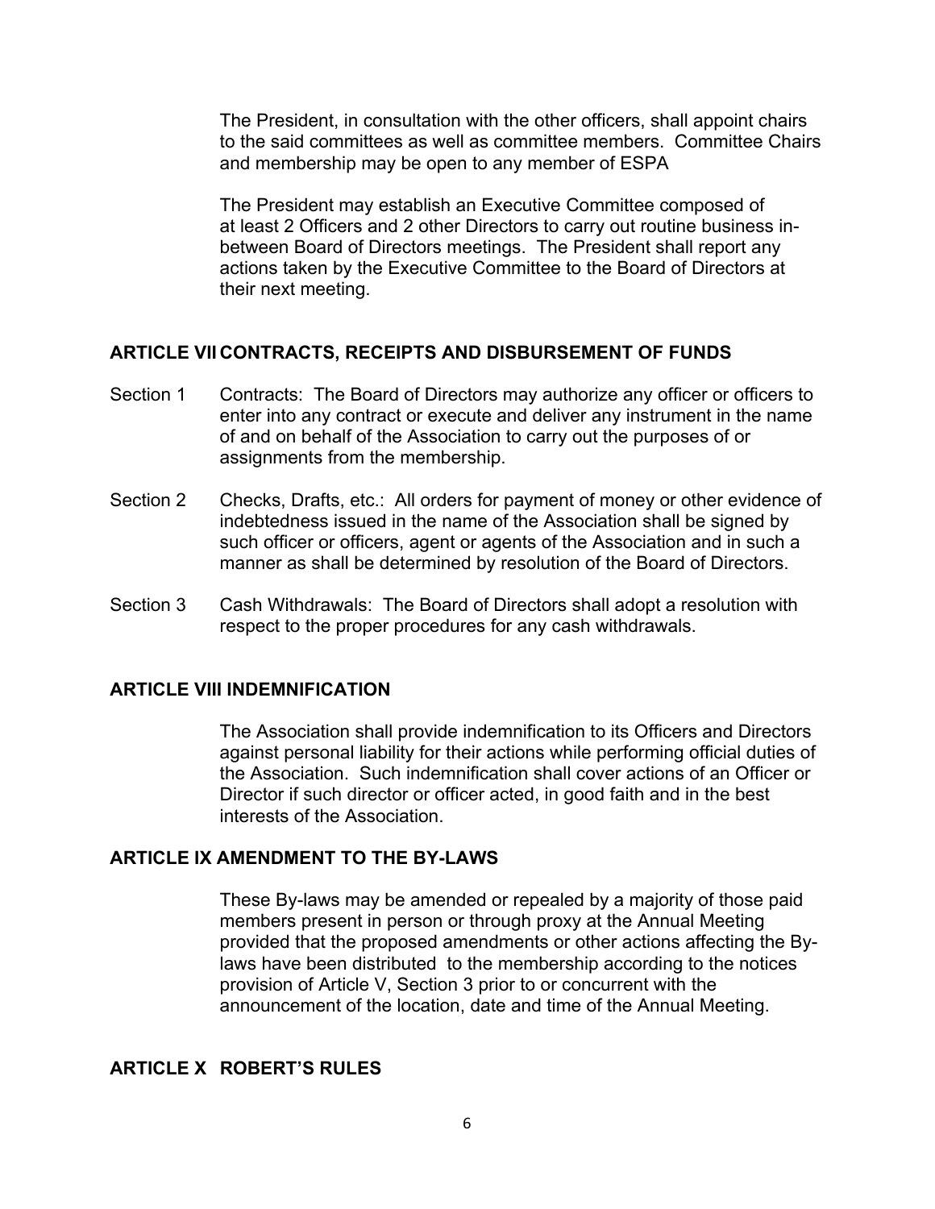The President, in consultation with the other officers, shall appoint chairs to the said committees as well as committee members. Committee Chairs and membership may be open to any member of ESPA

The President may establish an Executive Committee composed of at least 2 Officers and 2 other Directors to carry out routine business in-between Board of Directors meetings. The President shall report any actions taken by the Executive Committee to the Board of Directors at their next meeting.

## ARTICLE VII CONTRACTS, RECEIPTS AND DISBURSEMENT OF FUNDS

Section 1 Contracts: The Board of Directors may authorize any officer or officers to enter into any contract or execute and deliver any instrument in the name of and on behalf of the Association to carry out the purposes of or assignments from the membership.

Section 2 Checks, Drafts, etc.: All orders for payment of money or other evidence of indebtedness issued in the name of the Association shall be signed by such officer or officers, agent or agents of the Association and in such a manner as shall be determined by resolution of the Board of Directors.

Section 3 Cash Withdrawals: The Board of Directors shall adopt a resolution with respect to the proper procedures for any cash withdrawals.

## ARTICLE VIII INDEMNIFICATION

The Association shall provide indemnification to its Officers and Directors against personal liability for their actions while performing official duties of the Association. Such indemnification shall cover actions of an Officer or Director if such director or officer acted, in good faith and in the best interests of the Association.

## ARTICLE IX AMENDMENT TO THE BY-LAWS

These By-laws may be amended or repealed by a majority of those paid members present in person or through proxy at the Annual Meeting provided that the proposed amendments or other actions affecting the By-laws have been distributed to the membership according to the notices provision of Article V, Section 3 prior to or concurrent with the announcement of the location, date and time of the Annual Meeting.

## ARTICLE X ROBERT'S RULES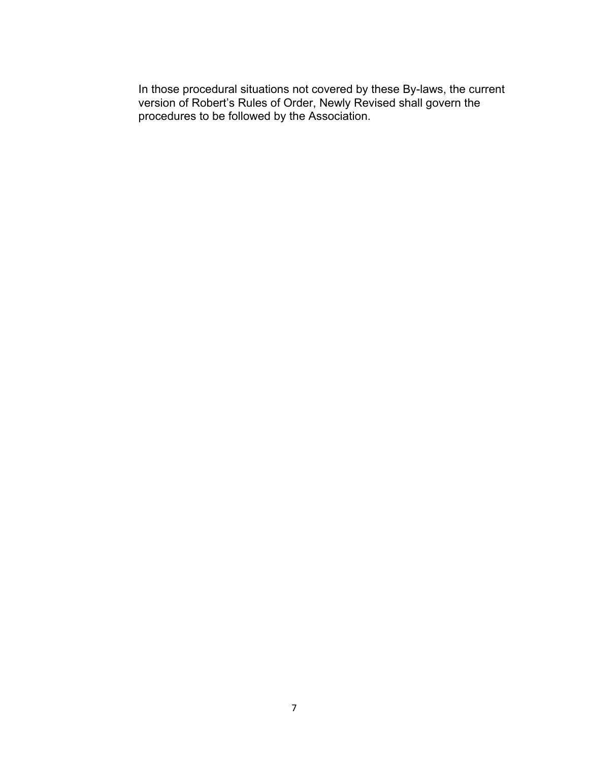In those procedural situations not covered by these By-laws, the current version of Robert's Rules of Order, Newly Revised shall govern the procedures to be followed by the Association.